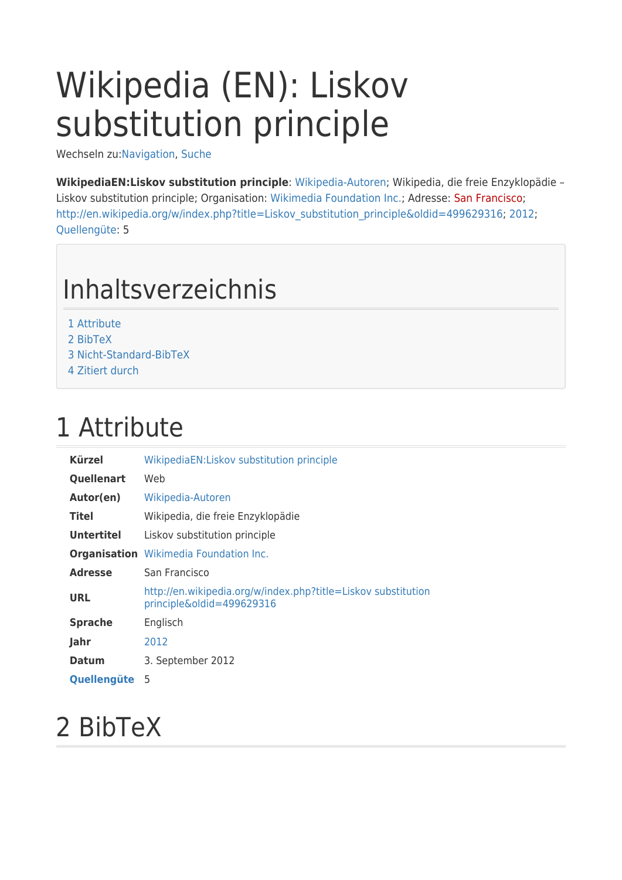# Wikipedia (EN): Liskov substitution principle

Wechseln zu:Navigation, Suche

**WikipediaEN:Liskov substitution principle**: Wikipedia-Autoren; Wikipedia, die freie Enzyklopädie – Liskov substitution principle; Organisation: Wikimedia Foundation Inc.; Adresse: San Francisco; http://en.wikipedia.org/w/index.php?title=Liskov_substitution_principle&oldid=499629316; 2012; Quellengüte: 5

## Inhaltsverzeichnis

1 Attribute
2 BibTeX
3 Nicht-Standard-BibTeX
4 Zitiert durch

## 1 Attribute

| | |
|---|---|
| **Kürzel** | WikipediaEN:Liskov substitution principle |
| **Quellenart** | Web |
| **Autor(en)** | Wikipedia-Autoren |
| **Titel** | Wikipedia, die freie Enzyklopädie |
| **Untertitel** | Liskov substitution principle |
| **Organisation** | Wikimedia Foundation Inc. |
| **Adresse** | San Francisco |
| **URL** | http://en.wikipedia.org/w/index.php?title=Liskov substitution principle&oldid=499629316 |
| **Sprache** | Englisch |
| **Jahr** | 2012 |
| **Datum** | 3. September 2012 |
| **Quellengüte** | 5 |

## 2 BibTeX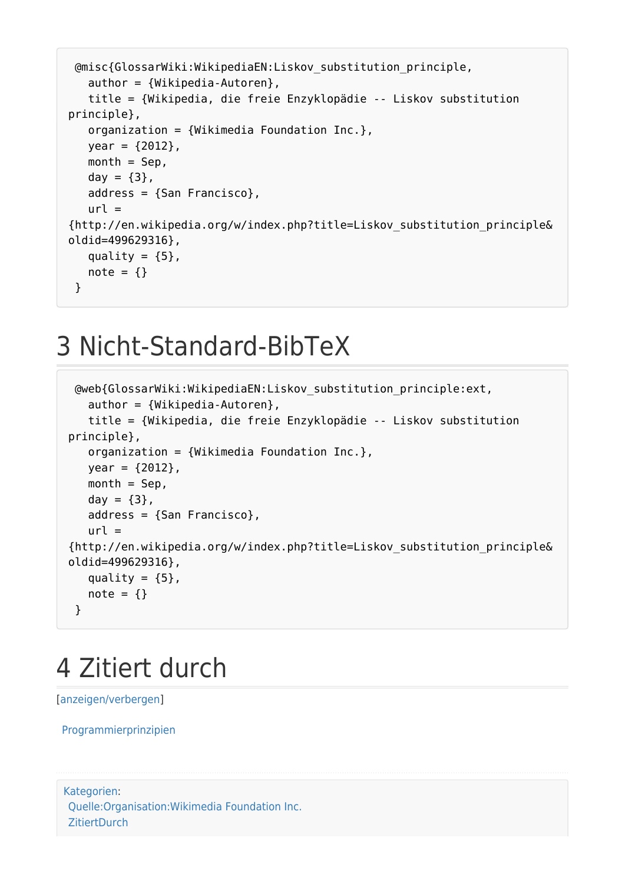```
@misc{GlossarWiki:WikipediaEN:Liskov_substitution_principle,
   author = {Wikipedia-Autoren},
   title = {Wikipedia, die freie Enzyklopädie -- Liskov substitution principle},
   organization = {Wikimedia Foundation Inc.},
   year = {2012},
   month = Sep,
   day = {3},
   address = {San Francisco},
   url = {http://en.wikipedia.org/w/index.php?title=Liskov_substitution_principle&oldid=499629316},
   quality = {5},
   note = {}
}
```

# 3 Nicht-Standard-BibTeX

```
@web{GlossarWiki:WikipediaEN:Liskov_substitution_principle:ext,
   author = {Wikipedia-Autoren},
   title = {Wikipedia, die freie Enzyklopädie -- Liskov substitution principle},
   organization = {Wikimedia Foundation Inc.},
   year = {2012},
   month = Sep,
   day = {3},
   address = {San Francisco},
   url = {http://en.wikipedia.org/w/index.php?title=Liskov_substitution_principle&oldid=499629316},
   quality = {5},
   note = {}
}
```

# 4 Zitiert durch

[anzeigen/verbergen]

Programmierprinzipien

Kategorien:
Quelle:Organisation:Wikimedia Foundation Inc.
ZitiertDurch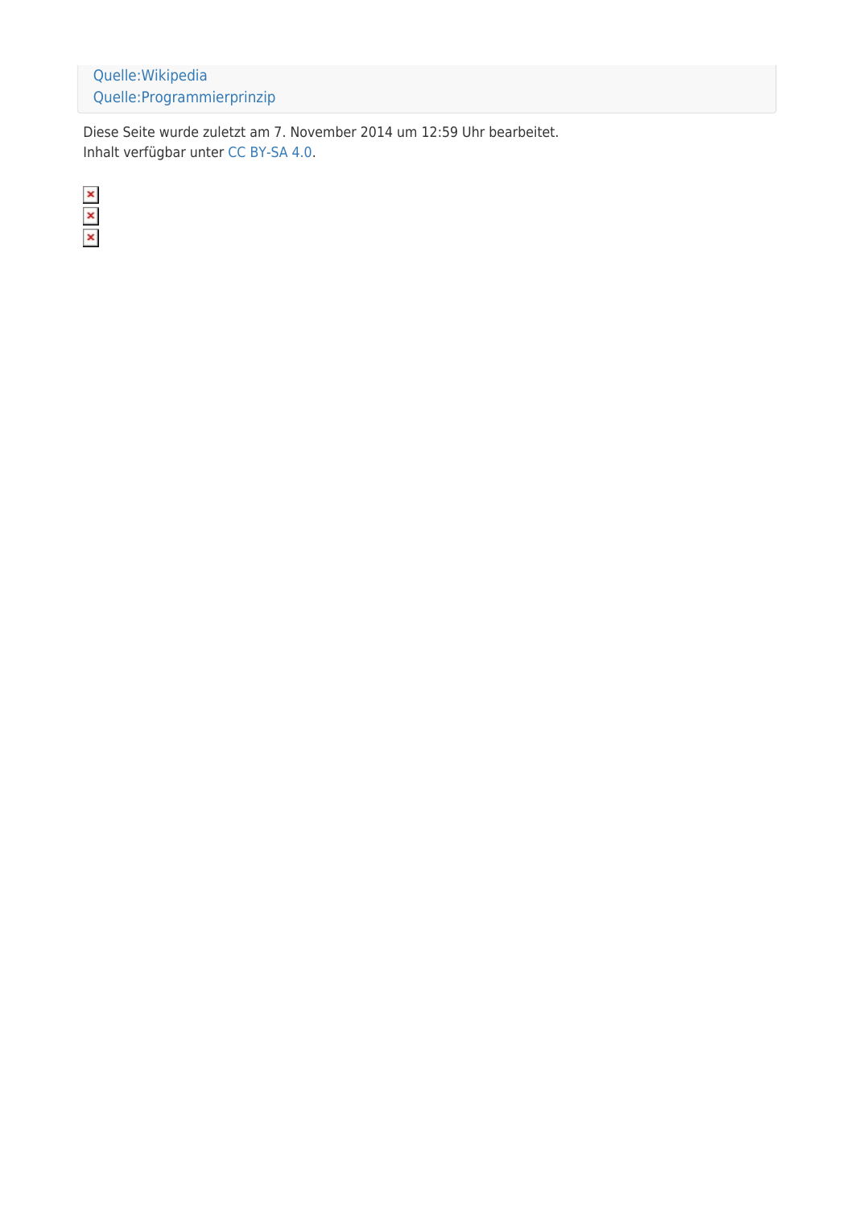Quelle:Wikipedia
Quelle:Programmierprinzip

Diese Seite wurde zuletzt am 7. November 2014 um 12:59 Uhr bearbeitet.
Inhalt verfügbar unter CC BY-SA 4.0.